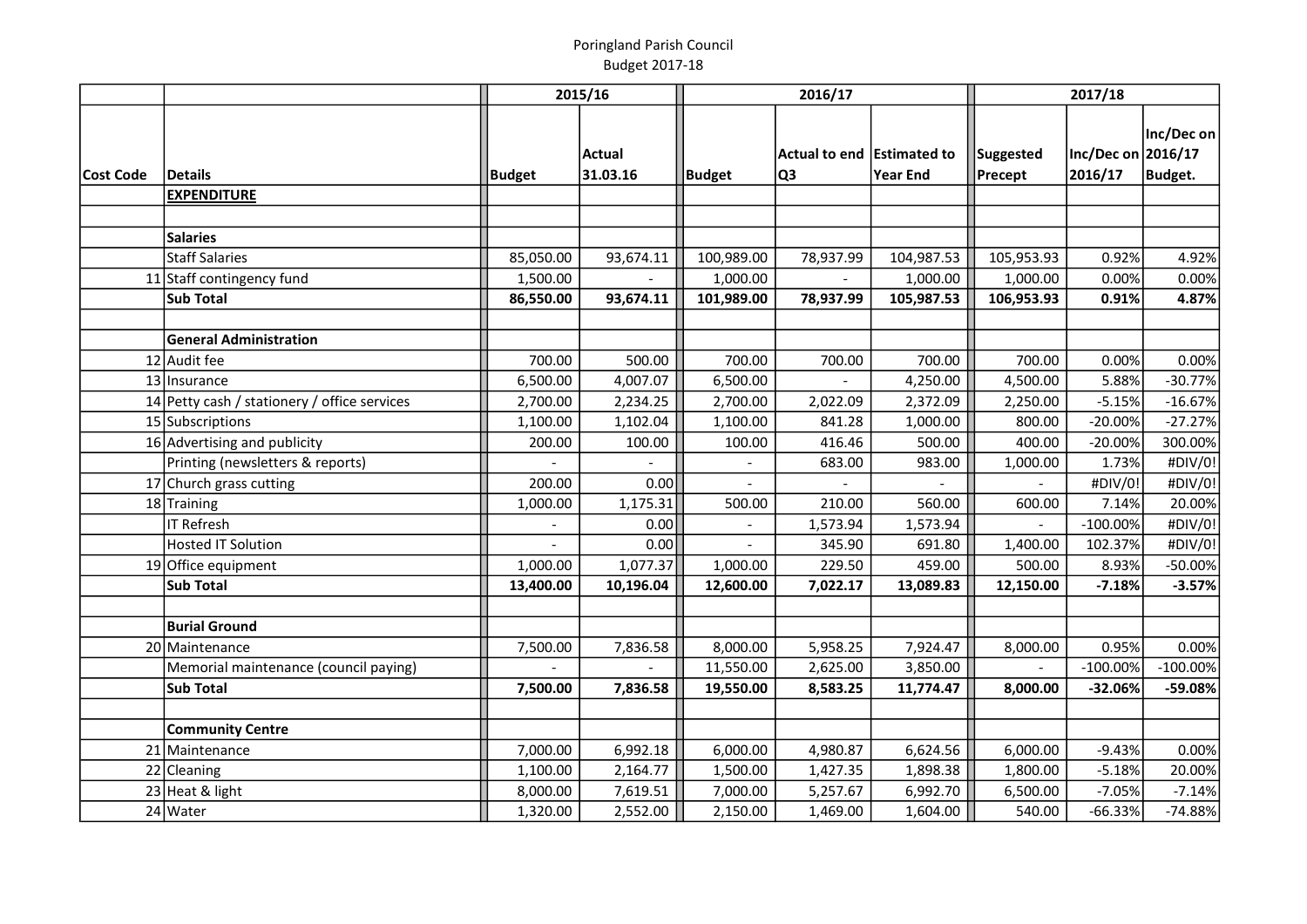Poringland Parish Council
Budget 2017-18

| | | 2015/16 | | 2016/17 | | | 2017/18 | | |
|---|---|---|---|---|---|---|---|---|---|
| Cost Code | Details | Budget | Actual 31.03.16 | Budget | Actual to end Q3 | Estimated to Year End | Suggested Precept | Inc/Dec on 2016/17 | Inc/Dec on 2016/17 Budget. |
| | **EXPENDITURE** | | | | | | | | |
| | | | | | | | | | |
| | **Salaries** | | | | | | | | |
| | Staff Salaries | 85,050.00 | 93,674.11 | 100,989.00 | 78,937.99 | 104,987.53 | 105,953.93 | 0.92% | 4.92% |
| 11 | Staff contingency fund | 1,500.00 | - | 1,000.00 | - | 1,000.00 | 1,000.00 | 0.00% | 0.00% |
| | **Sub Total** | **86,550.00** | **93,674.11** | **101,989.00** | **78,937.99** | **105,987.53** | **106,953.93** | **0.91%** | **4.87%** |
| | | | | | | | | | |
| | **General Administration** | | | | | | | | |
| 12 | Audit fee | 700.00 | 500.00 | 700.00 | 700.00 | 700.00 | 700.00 | 0.00% | 0.00% |
| 13 | Insurance | 6,500.00 | 4,007.07 | 6,500.00 | - | 4,250.00 | 4,500.00 | 5.88% | -30.77% |
| 14 | Petty cash / stationery / office services | 2,700.00 | 2,234.25 | 2,700.00 | 2,022.09 | 2,372.09 | 2,250.00 | -5.15% | -16.67% |
| 15 | Subscriptions | 1,100.00 | 1,102.04 | 1,100.00 | 841.28 | 1,000.00 | 800.00 | -20.00% | -27.27% |
| 16 | Advertising and publicity | 200.00 | 100.00 | 100.00 | 416.46 | 500.00 | 400.00 | -20.00% | 300.00% |
| | Printing (newsletters & reports) | - | - | - | 683.00 | 983.00 | 1,000.00 | 1.73% | #DIV/0! |
| 17 | Church grass cutting | 200.00 | 0.00 | - | - | - | - | #DIV/0! | #DIV/0! |
| 18 | Training | 1,000.00 | 1,175.31 | 500.00 | 210.00 | 560.00 | 600.00 | 7.14% | 20.00% |
| | IT Refresh | - | 0.00 | - | 1,573.94 | 1,573.94 | - | -100.00% | #DIV/0! |
| | Hosted IT Solution | - | 0.00 | - | 345.90 | 691.80 | 1,400.00 | 102.37% | #DIV/0! |
| 19 | Office equipment | 1,000.00 | 1,077.37 | 1,000.00 | 229.50 | 459.00 | 500.00 | 8.93% | -50.00% |
| | **Sub Total** | **13,400.00** | **10,196.04** | **12,600.00** | **7,022.17** | **13,089.83** | **12,150.00** | **-7.18%** | **-3.57%** |
| | | | | | | | | | |
| | **Burial Ground** | | | | | | | | |
| 20 | Maintenance | 7,500.00 | 7,836.58 | 8,000.00 | 5,958.25 | 7,924.47 | 8,000.00 | 0.95% | 0.00% |
| | Memorial maintenance (council paying) | - | - | 11,550.00 | 2,625.00 | 3,850.00 | - | -100.00% | -100.00% |
| | **Sub Total** | **7,500.00** | **7,836.58** | **19,550.00** | **8,583.25** | **11,774.47** | **8,000.00** | **-32.06%** | **-59.08%** |
| | | | | | | | | | |
| | **Community Centre** | | | | | | | | |
| 21 | Maintenance | 7,000.00 | 6,992.18 | 6,000.00 | 4,980.87 | 6,624.56 | 6,000.00 | -9.43% | 0.00% |
| 22 | Cleaning | 1,100.00 | 2,164.77 | 1,500.00 | 1,427.35 | 1,898.38 | 1,800.00 | -5.18% | 20.00% |
| 23 | Heat & light | 8,000.00 | 7,619.51 | 7,000.00 | 5,257.67 | 6,992.70 | 6,500.00 | -7.05% | -7.14% |
| 24 | Water | 1,320.00 | 2,552.00 | 2,150.00 | 1,469.00 | 1,604.00 | 540.00 | -66.33% | -74.88% |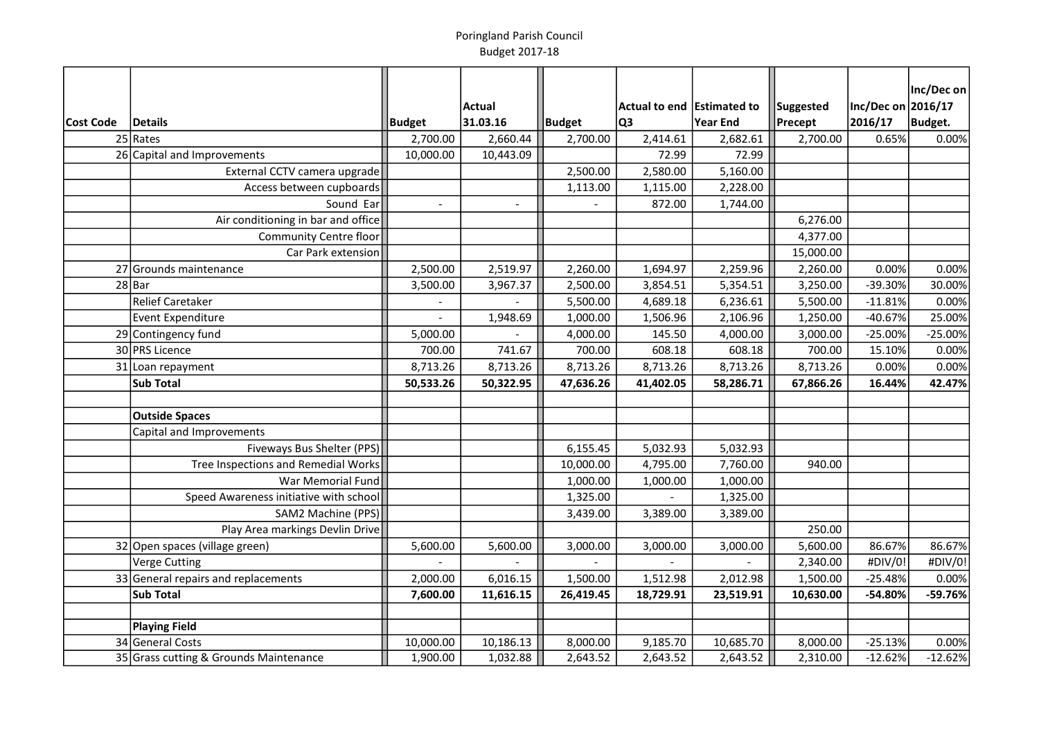Poringland Parish Council
Budget 2017-18

| Cost Code | Details | Budget | Actual 31.03.16 | Budget | Actual to end Q3 | Estimated to Year End | Suggested Precept | Inc/Dec on 2016/17 | Inc/Dec on 2016/17 Budget. |
|---|---|---|---|---|---|---|---|---|---|
| 25 | Rates | 2,700.00 | 2,660.44 | 2,700.00 | 2,414.61 | 2,682.61 | 2,700.00 | 0.65% | 0.00% |
| 26 | Capital and Improvements | 10,000.00 | 10,443.09 | | 72.99 | 72.99 | | | |
| | External CCTV camera upgrade | | | 2,500.00 | 2,580.00 | 5,160.00 | | | |
| | Access between cupboards | | | 1,113.00 | 1,115.00 | 2,228.00 | | | |
| | Sound Ear | - | - | - | 872.00 | 1,744.00 | | | |
| | Air conditioning in bar and office | | | | | | 6,276.00 | | |
| | Community Centre floor | | | | | | 4,377.00 | | |
| | Car Park extension | | | | | | 15,000.00 | | |
| 27 | Grounds maintenance | 2,500.00 | 2,519.97 | 2,260.00 | 1,694.97 | 2,259.96 | 2,260.00 | 0.00% | 0.00% |
| 28 | Bar | 3,500.00 | 3,967.37 | 2,500.00 | 3,854.51 | 5,354.51 | 3,250.00 | -39.30% | 30.00% |
| | Relief Caretaker | - | - | 5,500.00 | 4,689.18 | 6,236.61 | 5,500.00 | -11.81% | 0.00% |
| | Event Expenditure | - | 1,948.69 | 1,000.00 | 1,506.96 | 2,106.96 | 1,250.00 | -40.67% | 25.00% |
| 29 | Contingency fund | 5,000.00 | - | 4,000.00 | 145.50 | 4,000.00 | 3,000.00 | -25.00% | -25.00% |
| 30 | PRS Licence | 700.00 | 741.67 | 700.00 | 608.18 | 608.18 | 700.00 | 15.10% | 0.00% |
| 31 | Loan repayment | 8,713.26 | 8,713.26 | 8,713.26 | 8,713.26 | 8,713.26 | 8,713.26 | 0.00% | 0.00% |
| | **Sub Total** | **50,533.26** | **50,322.95** | **47,636.26** | **41,402.05** | **58,286.71** | **67,866.26** | **16.44%** | **42.47%** |
| | | | | | | | | | |
| | **Outside Spaces** | | | | | | | | |
| | Capital and Improvements | | | | | | | | |
| | Fiveways Bus Shelter (PPS) | | | 6,155.45 | 5,032.93 | 5,032.93 | | | |
| | Tree Inspections and Remedial Works | | | 10,000.00 | 4,795.00 | 7,760.00 | 940.00 | | |
| | War Memorial Fund | | | 1,000.00 | 1,000.00 | 1,000.00 | | | |
| | Speed Awareness initiative with school | | | 1,325.00 | - | 1,325.00 | | | |
| | SAM2 Machine (PPS) | | | 3,439.00 | 3,389.00 | 3,389.00 | | | |
| | Play Area markings Devlin Drive | | | | | | 250.00 | | |
| 32 | Open spaces (village green) | 5,600.00 | 5,600.00 | 3,000.00 | 3,000.00 | 3,000.00 | 5,600.00 | 86.67% | 86.67% |
| | Verge Cutting | - | - | - | - | - | 2,340.00 | #DIV/0! | #DIV/0! |
| 33 | General repairs and replacements | 2,000.00 | 6,016.15 | 1,500.00 | 1,512.98 | 2,012.98 | 1,500.00 | -25.48% | 0.00% |
| | **Sub Total** | **7,600.00** | **11,616.15** | **26,419.45** | **18,729.91** | **23,519.91** | **10,630.00** | **-54.80%** | **-59.76%** |
| | | | | | | | | | |
| | **Playing Field** | | | | | | | | |
| 34 | General Costs | 10,000.00 | 10,186.13 | 8,000.00 | 9,185.70 | 10,685.70 | 8,000.00 | -25.13% | 0.00% |
| 35 | Grass cutting & Grounds Maintenance | 1,900.00 | 1,032.88 | 2,643.52 | 2,643.52 | 2,643.52 | 2,310.00 | -12.62% | -12.62% |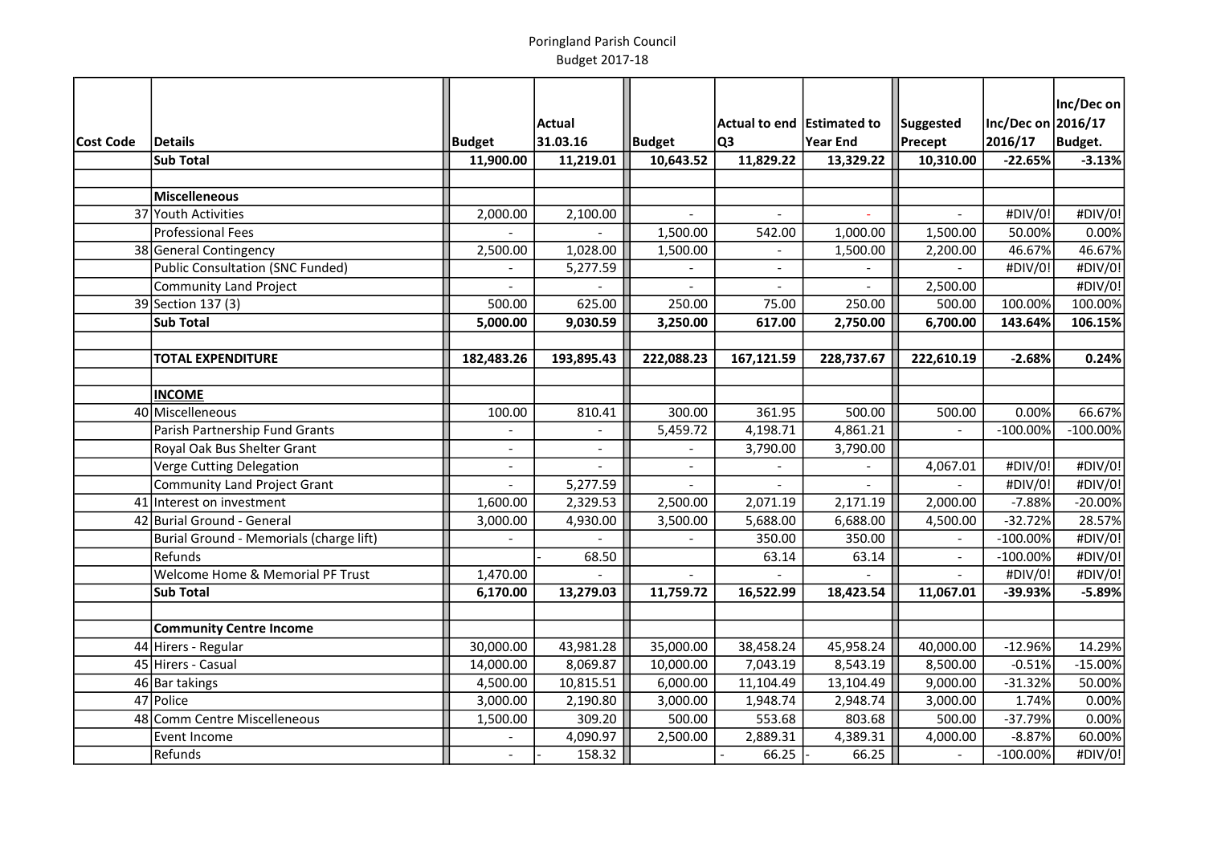Poringland Parish Council
Budget 2017-18

| Cost Code | Details | Budget | Actual 31.03.16 | Budget | Actual to end Q3 | Estimated to Year End | Suggested Precept | Inc/Dec on 2016/17 | Inc/Dec on 2016/17 Budget. |
|---|---|---|---|---|---|---|---|---|---|
| | **Sub Total** | **11,900.00** | **11,219.01** | **10,643.52** | **11,829.22** | **13,329.22** | **10,310.00** | **-22.65%** | **-3.13%** |
| | | | | | | | | | |
| | **Miscelleneous** | | | | | | | | |
| 37 | Youth Activities | 2,000.00 | 2,100.00 | - | - | - | - | #DIV/0! | #DIV/0! |
| | Professional Fees | - | - | 1,500.00 | 542.00 | 1,000.00 | 1,500.00 | 50.00% | 0.00% |
| 38 | General Contingency | 2,500.00 | 1,028.00 | 1,500.00 | - | 1,500.00 | 2,200.00 | 46.67% | 46.67% |
| | Public Consultation (SNC Funded) | - | 5,277.59 | - | - | - | - | #DIV/0! | #DIV/0! |
| | Community Land Project | - | - | - | - | - | 2,500.00 | | #DIV/0! |
| 39 | Section 137 (3) | 500.00 | 625.00 | 250.00 | 75.00 | 250.00 | 500.00 | 100.00% | 100.00% |
| | **Sub Total** | **5,000.00** | **9,030.59** | **3,250.00** | **617.00** | **2,750.00** | **6,700.00** | **143.64%** | **106.15%** |
| | | | | | | | | | |
| | **TOTAL EXPENDITURE** | **182,483.26** | **193,895.43** | **222,088.23** | **167,121.59** | **228,737.67** | **222,610.19** | **-2.68%** | **0.24%** |
| | | | | | | | | | |
| | **INCOME** | | | | | | | | |
| 40 | Miscelleneous | 100.00 | 810.41 | 300.00 | 361.95 | 500.00 | 500.00 | 0.00% | 66.67% |
| | Parish Partnership Fund Grants | - | - | 5,459.72 | 4,198.71 | 4,861.21 | - | -100.00% | -100.00% |
| | Royal Oak Bus Shelter Grant | - | - | - | 3,790.00 | 3,790.00 | | | |
| | Verge Cutting Delegation | - | - | - | - | - | 4,067.01 | #DIV/0! | #DIV/0! |
| | Community Land Project Grant | - | 5,277.59 | - | - | - | - | #DIV/0! | #DIV/0! |
| 41 | Interest on investment | 1,600.00 | 2,329.53 | 2,500.00 | 2,071.19 | 2,171.19 | 2,000.00 | -7.88% | -20.00% |
| 42 | Burial Ground - General | 3,000.00 | 4,930.00 | 3,500.00 | 5,688.00 | 6,688.00 | 4,500.00 | -32.72% | 28.57% |
| | Burial Ground - Memorials (charge lift) | - | - | - | 350.00 | 350.00 | - | -100.00% | #DIV/0! |
| | Refunds | | - 68.50 | | 63.14 | 63.14 | - | -100.00% | #DIV/0! |
| | Welcome Home & Memorial PF Trust | 1,470.00 | - | - | - | - | - | #DIV/0! | #DIV/0! |
| | **Sub Total** | **6,170.00** | **13,279.03** | **11,759.72** | **16,522.99** | **18,423.54** | **11,067.01** | **-39.93%** | **-5.89%** |
| | | | | | | | | | |
| | **Community Centre Income** | | | | | | | | |
| 44 | Hirers - Regular | 30,000.00 | 43,981.28 | 35,000.00 | 38,458.24 | 45,958.24 | 40,000.00 | -12.96% | 14.29% |
| 45 | Hirers - Casual | 14,000.00 | 8,069.87 | 10,000.00 | 7,043.19 | 8,543.19 | 8,500.00 | -0.51% | -15.00% |
| 46 | Bar takings | 4,500.00 | 10,815.51 | 6,000.00 | 11,104.49 | 13,104.49 | 9,000.00 | -31.32% | 50.00% |
| 47 | Police | 3,000.00 | 2,190.80 | 3,000.00 | 1,948.74 | 2,948.74 | 3,000.00 | 1.74% | 0.00% |
| 48 | Comm Centre Miscelleneous | 1,500.00 | 309.20 | 500.00 | 553.68 | 803.68 | 500.00 | -37.79% | 0.00% |
| | Event Income | - | 4,090.97 | 2,500.00 | 2,889.31 | 4,389.31 | 4,000.00 | -8.87% | 60.00% |
| | Refunds | - | - 158.32 | | - 66.25 | - 66.25 | - | -100.00% | #DIV/0! |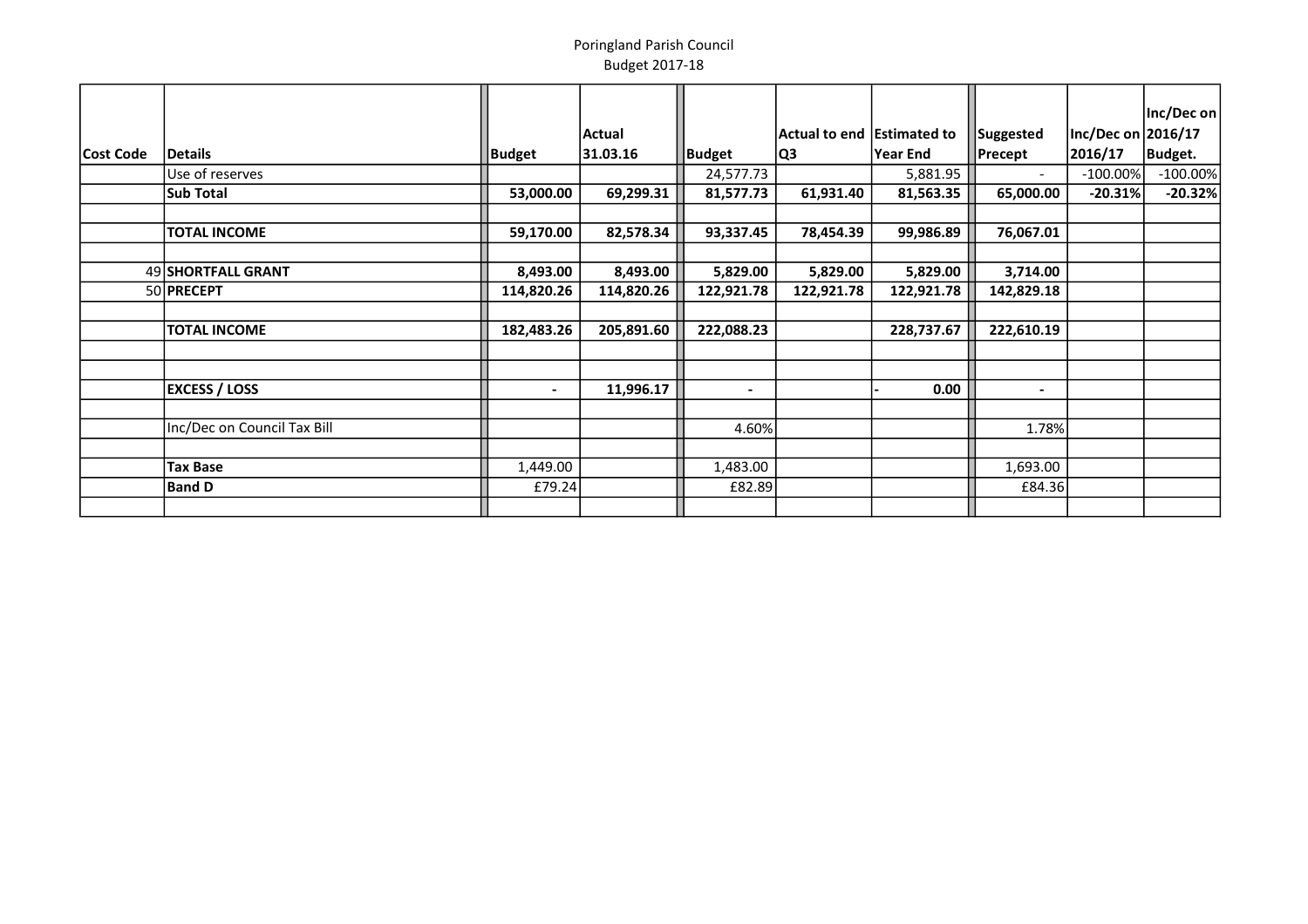Poringland Parish Council
Budget 2017-18

| Cost Code | Details | Budget | Actual 31.03.16 | Budget | Actual to end Q3 | Estimated to Year End | Suggested Precept | Inc/Dec on 2016/17 | Inc/Dec on 2016/17 Budget. |
|---|---|---|---|---|---|---|---|---|---|
| | Use of reserves | | | 24,577.73 | | 5,881.95 | - | -100.00% | -100.00% |
| | **Sub Total** | **53,000.00** | **69,299.31** | **81,577.73** | **61,931.40** | **81,563.35** | **65,000.00** | **-20.31%** | **-20.32%** |
| | | | | | | | | | |
| | **TOTAL INCOME** | **59,170.00** | **82,578.34** | **93,337.45** | **78,454.39** | **99,986.89** | **76,067.01** | | |
| | | | | | | | | | |
| 49 | **SHORTFALL GRANT** | **8,493.00** | **8,493.00** | **5,829.00** | **5,829.00** | **5,829.00** | **3,714.00** | | |
| 50 | **PRECEPT** | **114,820.26** | **114,820.26** | **122,921.78** | **122,921.78** | **122,921.78** | **142,829.18** | | |
| | | | | | | | | | |
| | **TOTAL INCOME** | **182,483.26** | **205,891.60** | **222,088.23** | | **228,737.67** | **222,610.19** | | |
| | | | | | | | | | |
| | | | | | | | | | |
| | **EXCESS / LOSS** | **-** | **11,996.17** | **-** | | **- 0.00** | **-** | | |
| | | | | | | | | | |
| | Inc/Dec on Council Tax Bill | | | 4.60% | | | 1.78% | | |
| | | | | | | | | | |
| | **Tax Base** | 1,449.00 | | 1,483.00 | | | 1,693.00 | | |
| | **Band D** | £79.24 | | £82.89 | | | £84.36 | | |
| | | | | | | | | | |